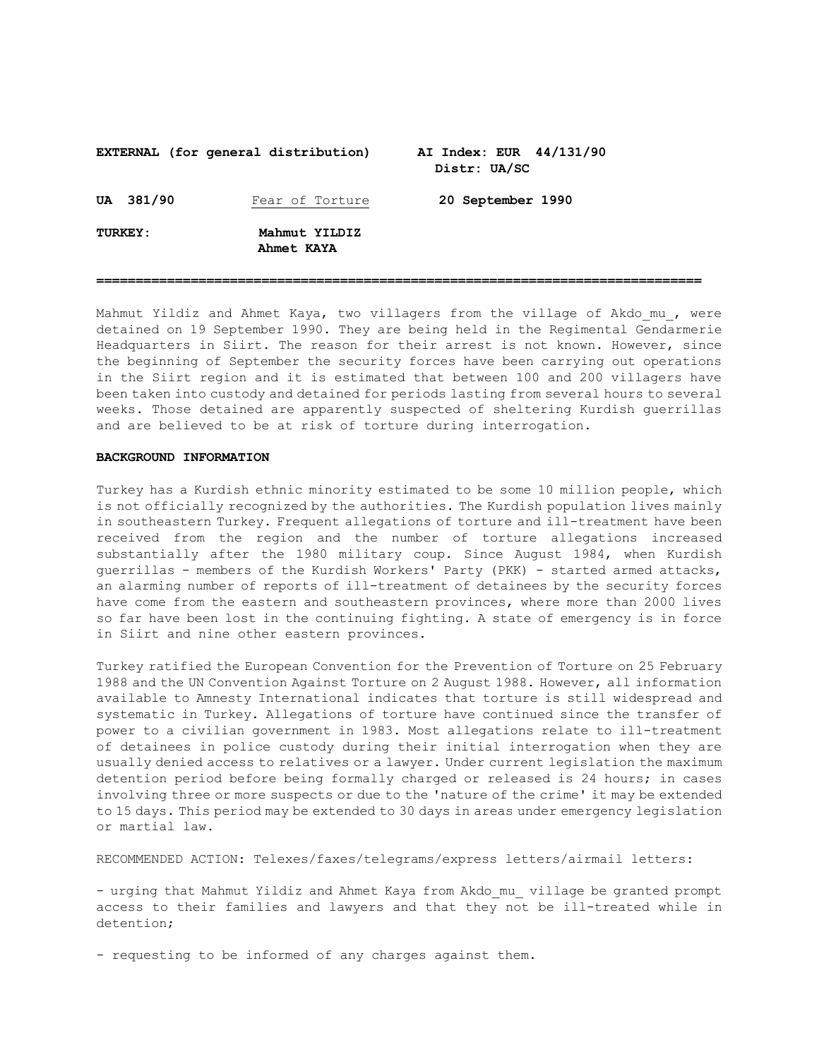**EXTERNAL (for general distribution)** **AI Index: EUR 44/131/90**
**Distr: UA/SC**

**UA 381/90** Fear of Torture **20 September 1990**

**TURKEY:** **Mahmut YILDIZ**
**Ahmet KAYA**

---

Mahmut Yildiz and Ahmet Kaya, two villagers from the village of Akdo_mu_, were detained on 19 September 1990. They are being held in the Regimental Gendarmerie Headquarters in Siirt. The reason for their arrest is not known. However, since the beginning of September the security forces have been carrying out operations in the Siirt region and it is estimated that between 100 and 200 villagers have been taken into custody and detained for periods lasting from several hours to several weeks. Those detained are apparently suspected of sheltering Kurdish guerrillas and are believed to be at risk of torture during interrogation.

**BACKGROUND INFORMATION**

Turkey has a Kurdish ethnic minority estimated to be some 10 million people, which is not officially recognized by the authorities. The Kurdish population lives mainly in southeastern Turkey. Frequent allegations of torture and ill-treatment have been received from the region and the number of torture allegations increased substantially after the 1980 military coup. Since August 1984, when Kurdish guerrillas - members of the Kurdish Workers' Party (PKK) - started armed attacks, an alarming number of reports of ill-treatment of detainees by the security forces have come from the eastern and southeastern provinces, where more than 2000 lives so far have been lost in the continuing fighting. A state of emergency is in force in Siirt and nine other eastern provinces.

Turkey ratified the European Convention for the Prevention of Torture on 25 February 1988 and the UN Convention Against Torture on 2 August 1988. However, all information available to Amnesty International indicates that torture is still widespread and systematic in Turkey. Allegations of torture have continued since the transfer of power to a civilian government in 1983. Most allegations relate to ill-treatment of detainees in police custody during their initial interrogation when they are usually denied access to relatives or a lawyer. Under current legislation the maximum detention period before being formally charged or released is 24 hours; in cases involving three or more suspects or due to the 'nature of the crime' it may be extended to 15 days. This period may be extended to 30 days in areas under emergency legislation or martial law.

RECOMMENDED ACTION: Telexes/faxes/telegrams/express letters/airmail letters:

- urging that Mahmut Yildiz and Ahmet Kaya from Akdo_mu_ village be granted prompt access to their families and lawyers and that they not be ill-treated while in detention;

- requesting to be informed of any charges against them.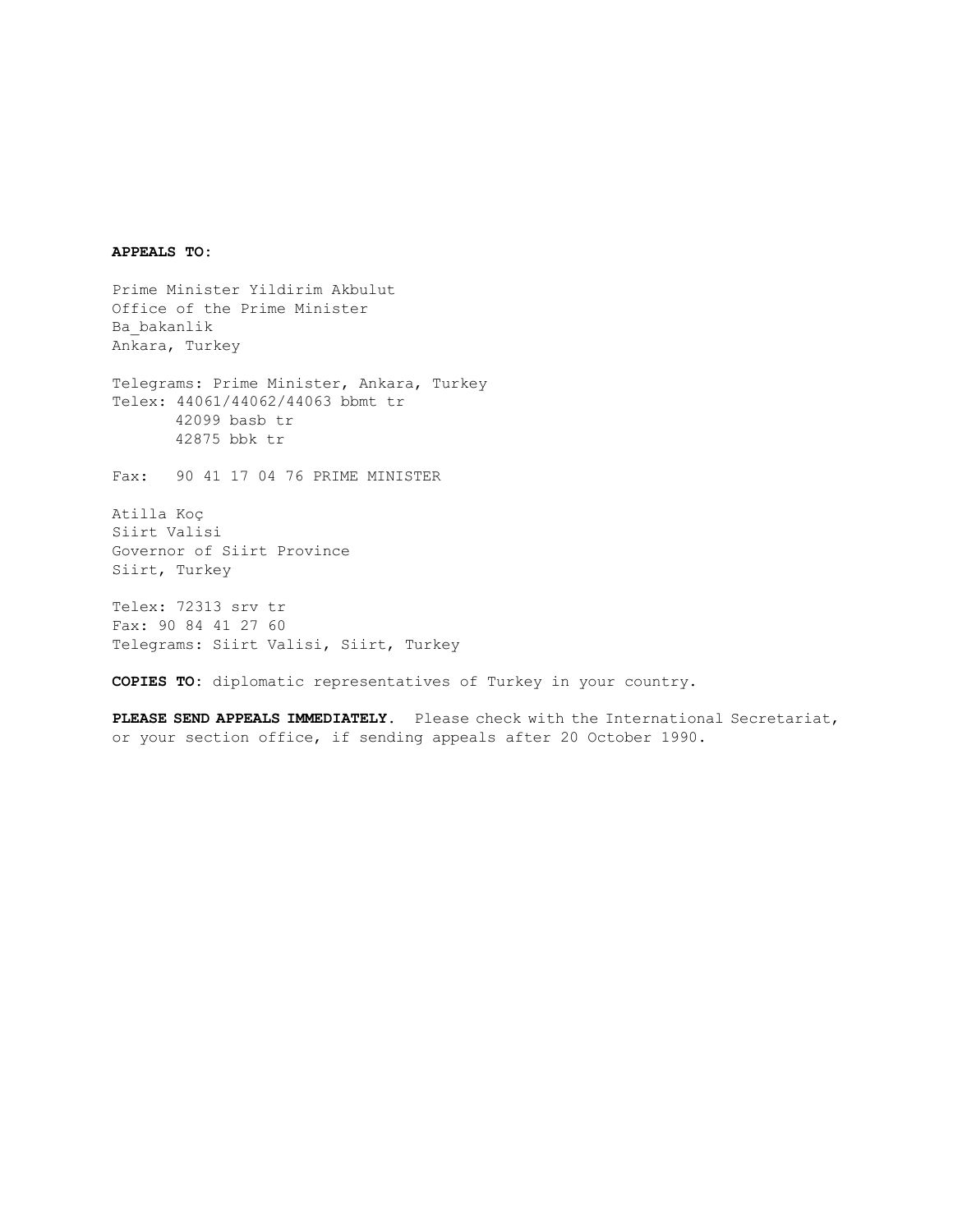**APPEALS TO:**

Prime Minister Yildirim Akbulut
Office of the Prime Minister
Ba_bakanlik
Ankara, Turkey

Telegrams: Prime Minister, Ankara, Turkey
Telex: 44061/44062/44063 bbmt tr
42099 basb tr
42875 bbk tr

Fax: 90 41 17 04 76 PRIME MINISTER

Atilla Koç
Siirt Valisi
Governor of Siirt Province
Siirt, Turkey

Telex: 72313 srv tr
Fax: 90 84 41 27 60
Telegrams: Siirt Valisi, Siirt, Turkey

**COPIES TO:** diplomatic representatives of Turkey in your country.

**PLEASE SEND APPEALS IMMEDIATELY.** Please check with the International Secretariat, or your section office, if sending appeals after 20 October 1990.